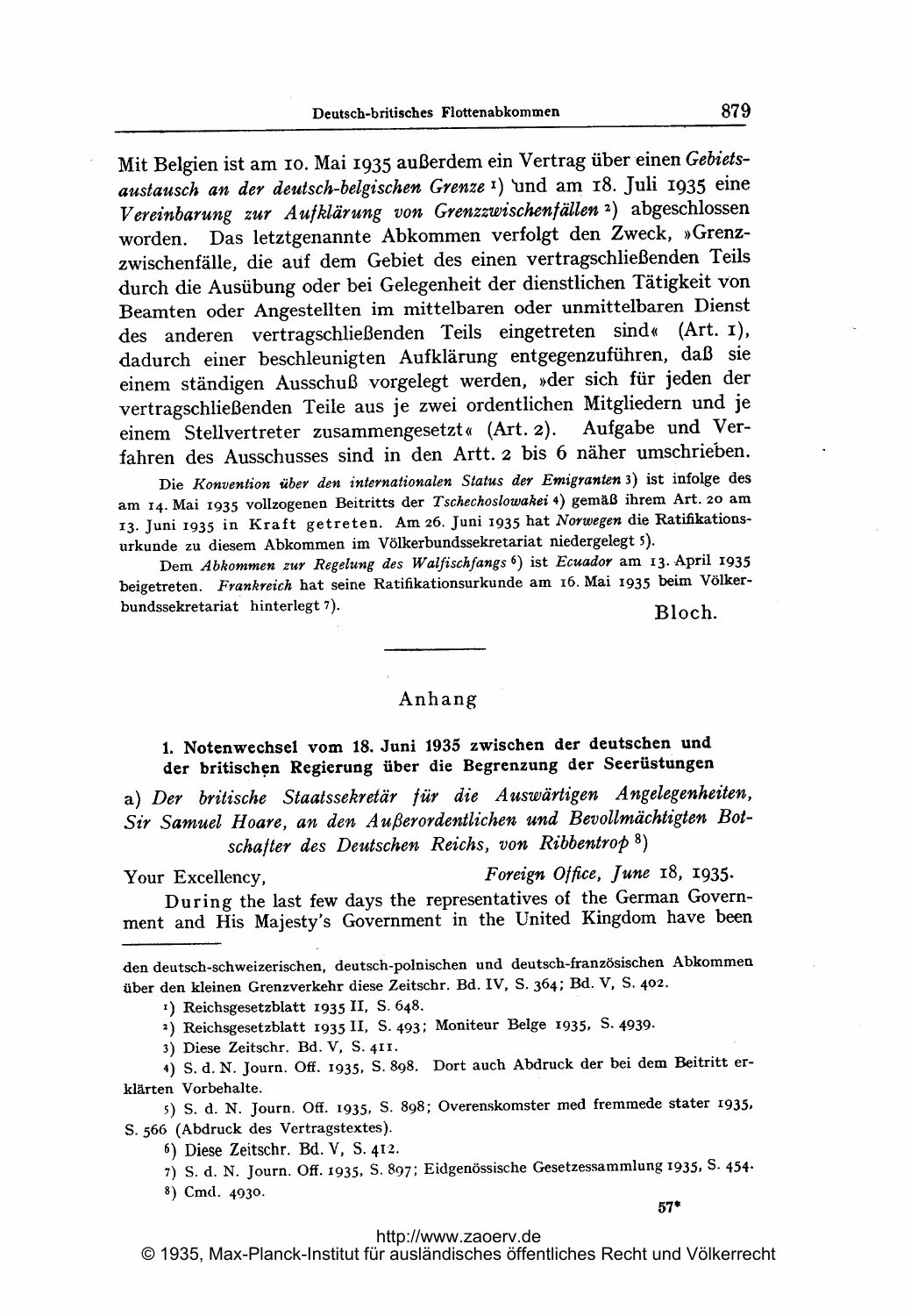Mit Belgien ist am 10. Mai 1935 außerdem ein Vertrag über einen *Gebietsaustausch an der deutsch-belgischen Grenze* [1]) und am 18. Juli 1935 eine *Vereinbarung zur Aufklärung von Grenzzwischenfällen* [2]) abgeschlossen worden. Das letztgenannte Abkommen verfolgt den Zweck, »Grenzzwischenfälle, die auf dem Gebiet des einen vertragschließenden Teils durch die Ausübung oder bei Gelegenheit der dienstlichen Tätigkeit von Beamten oder Angestellten im mittelbaren oder unmittelbaren Dienst des anderen vertragschließenden Teils eingetreten sind« (Art. 1), dadurch einer beschleunigten Aufklärung entgegenzuführen, daß sie einem ständigen Ausschuß vorgelegt werden, »der sich für jeden der vertragschließenden Teile aus je zwei ordentlichen Mitgliedern und je einem Stellvertreter zusammengesetzt« (Art. 2). Aufgabe und Verfahren des Ausschusses sind in den Artt. 2 bis 6 näher umschrieben.

Die *Konvention über den internationalen Status der Emigranten* [3]) ist infolge des am 14. Mai 1935 vollzogenen Beitritts der *Tschechoslowakei* [4]) gemäß ihrem Art. 20 am 13. Juni 1935 in Kraft getreten. Am 26. Juni 1935 hat *Norwegen* die Ratifikationsurkunde zu diesem Abkommen im Völkerbundssekretariat niedergelegt [5]).

Dem *Abkommen zur Regelung des Walfischfangs* [6]) ist *Ecuador* am 13. April 1935 beigetreten. *Frankreich* hat seine Ratifikationsurkunde am 16. Mai 1935 beim Völkerbundssekretariat hinterlegt [7]).

Bloch.

---

## Anhang

### 1. Notenwechsel vom 18. Juni 1935 zwischen der deutschen und der britischen Regierung über die Begrenzung der Seerüstungen

a) *Der britische Staatssekretär für die Auswärtigen Angelegenheiten, Sir Samuel Hoare, an den Außerordentlichen und Bevollmächtigten Botschafter des Deutschen Reichs, von Ribbentrop* [8])

Your Excellency, *Foreign Office, June* 18, 1935.

During the last few days the representatives of the German Government and His Majesty's Government in the United Kingdom have been

---

den deutsch-schweizerischen, deutsch-polnischen und deutsch-französischen Abkommen über den kleinen Grenzverkehr diese Zeitschr. Bd. IV, S. 364; Bd. V, S. 402.

[1]) Reichsgesetzblatt 1935 II, S. 648.

[2]) Reichsgesetzblatt 1935 II, S. 493; Moniteur Belge 1935, S. 4939.

[3]) Diese Zeitschr. Bd. V, S. 411.

[4]) S. d. N. Journ. Off. 1935, S. 898. Dort auch Abdruck der bei dem Beitritt erklärten Vorbehalte.

[5]) S. d. N. Journ. Off. 1935, S. 898; Overenskomster med fremmede stater 1935, S. 566 (Abdruck des Vertragstextes).

[6]) Diese Zeitschr. Bd. V, S. 412.

[7]) S. d. N. Journ. Off. 1935, S. 897; Eidgenössische Gesetzessammlung 1935, S. 454.

[8]) Cmd. 4930.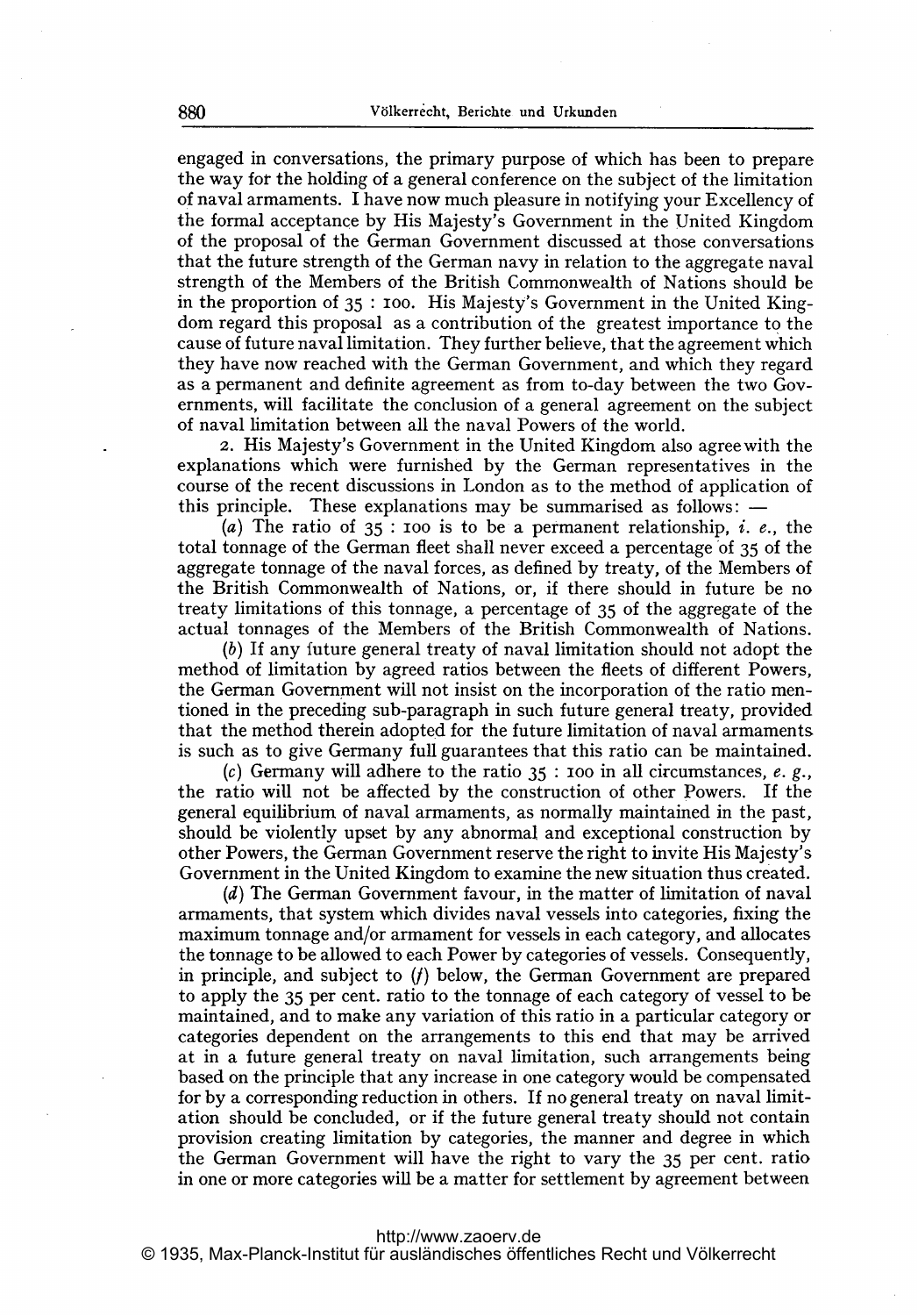engaged in conversations, the primary purpose of which has been to prepare the way for the holding of a general conference on the subject of the limitation of naval armaments. I have now much pleasure in notifying your Excellency of the formal acceptance by His Majesty's Government in the United Kingdom of the proposal of the German Government discussed at those conversations that the future strength of the German navy in relation to the aggregate naval strength of the Members of the British Commonwealth of Nations should be in the proportion of 35 : 100. His Majesty's Government in the United Kingdom regard this proposal as a contribution of the greatest importance to the cause of future naval limitation. They further believe, that the agreement which they have now reached with the German Government, and which they regard as a permanent and definite agreement as from to-day between the two Governments, will facilitate the conclusion of a general agreement on the subject of naval limitation between all the naval Powers of the world.

2. His Majesty's Government in the United Kingdom also agree with the explanations which were furnished by the German representatives in the course of the recent discussions in London as to the method of application of this principle. These explanations may be summarised as follows: —

(*a*) The ratio of 35 : 100 is to be a permanent relationship, *i. e.*, the total tonnage of the German fleet shall never exceed a percentage of 35 of the aggregate tonnage of the naval forces, as defined by treaty, of the Members of the British Commonwealth of Nations, or, if there should in future be no treaty limitations of this tonnage, a percentage of 35 of the aggregate of the actual tonnages of the Members of the British Commonwealth of Nations.

(*b*) If any future general treaty of naval limitation should not adopt the method of limitation by agreed ratios between the fleets of different Powers, the German Government will not insist on the incorporation of the ratio mentioned in the preceding sub-paragraph in such future general treaty, provided that the method therein adopted for the future limitation of naval armaments is such as to give Germany full guarantees that this ratio can be maintained.

(*c*) Germany will adhere to the ratio 35 : 100 in all circumstances, *e. g.*, the ratio will not be affected by the construction of other Powers. If the general equilibrium of naval armaments, as normally maintained in the past, should be violently upset by any abnormal and exceptional construction by other Powers, the German Government reserve the right to invite His Majesty's Government in the United Kingdom to examine the new situation thus created.

(*d*) The German Government favour, in the matter of limitation of naval armaments, that system which divides naval vessels into categories, fixing the maximum tonnage and/or armament for vessels in each category, and allocates the tonnage to be allowed to each Power by categories of vessels. Consequently, in principle, and subject to (*f*) below, the German Government are prepared to apply the 35 per cent. ratio to the tonnage of each category of vessel to be maintained, and to make any variation of this ratio in a particular category or categories dependent on the arrangements to this end that may be arrived at in a future general treaty on naval limitation, such arrangements being based on the principle that any increase in one category would be compensated for by a corresponding reduction in others. If no general treaty on naval limitation should be concluded, or if the future general treaty should not contain provision creating limitation by categories, the manner and degree in which the German Government will have the right to vary the 35 per cent. ratio in one or more categories will be a matter for settlement by agreement between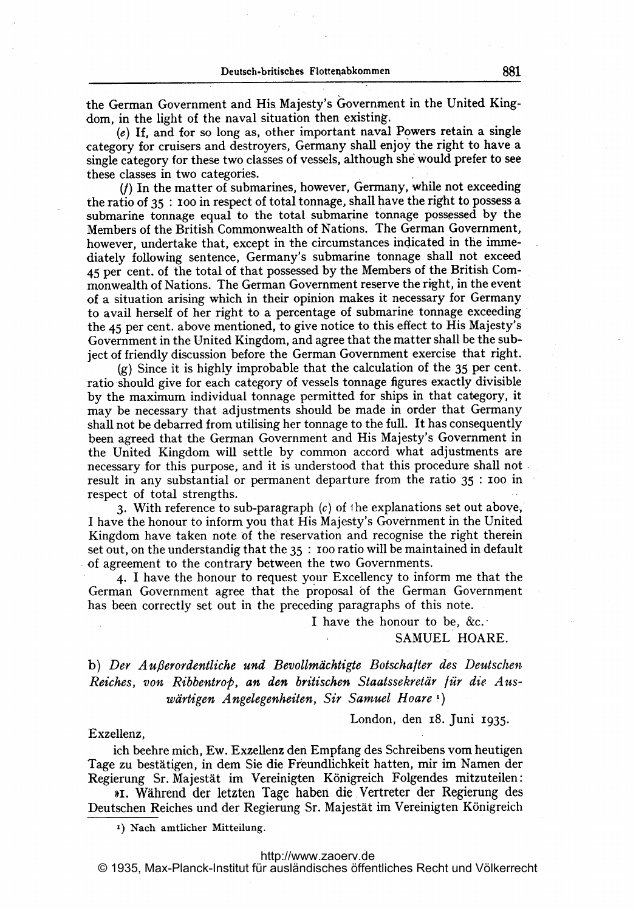the German Government and His Majesty's Government in the United Kingdom, in the light of the naval situation then existing.

(*e*) If, and for so long as, other important naval Powers retain a single category for cruisers and destroyers, Germany shall enjoy the right to have a single category for these two classes of vessels, although she would prefer to see these classes in two categories.

(*f*) In the matter of submarines, however, Germany, while not exceeding the ratio of 35 : 100 in respect of total tonnage, shall have the right to possess a submarine tonnage equal to the total submarine tonnage possessed by the Members of the British Commonwealth of Nations. The German Government, however, undertake that, except in the circumstances indicated in the immediately following sentence, Germany's submarine tonnage shall not exceed 45 per cent. of the total of that possessed by the Members of the British Commonwealth of Nations. The German Government reserve the right, in the event of a situation arising which in their opinion makes it necessary for Germany to avail herself of her right to a percentage of submarine tonnage exceeding the 45 per cent. above mentioned, to give notice to this effect to His Majesty's Government in the United Kingdom, and agree that the matter shall be the subject of friendly discussion before the German Government exercise that right.

(g) Since it is highly improbable that the calculation of the 35 per cent. ratio should give for each category of vessels tonnage figures exactly divisible by the maximum individual tonnage permitted for ships in that category, it may be necessary that adjustments should be made in order that Germany shall not be debarred from utilising her tonnage to the full. It has consequently been agreed that the German Government and His Majesty's Government in the United Kingdom will settle by common accord what adjustments are necessary for this purpose, and it is understood that this procedure shall not result in any substantial or permanent departure from the ratio 35 : 100 in respect of total strengths.

3. With reference to sub-paragraph (*c*) of the explanations set out above, I have the honour to inform you that His Majesty's Government in the United Kingdom have taken note of the reservation and recognise the right therein set out, on the understandig that the 35 : 100 ratio will be maintained in default of agreement to the contrary between the two Governments.

4. I have the honour to request your Excellency to inform me that the German Government agree that the proposal of the German Government has been correctly set out in the preceding paragraphs of this note.

I have the honour to be, &c.

SAMUEL HOARE.

b) *Der Außerordentliche und Bevollmächtigte Botschafter des Deutschen Reiches, von Ribbentrop, an den britischen Staatssekretär für die Auswärtigen Angelegenheiten, Sir Samuel Hoare* [1])

London, den 18. Juni 1935.

Exzellenz,

ich beehre mich, Ew. Exzellenz den Empfang des Schreibens vom heutigen Tage zu bestätigen, in dem Sie die Freundlichkeit hatten, mir im Namen der Regierung Sr. Majestät im Vereinigten Königreich Folgendes mitzuteilen:

»1. Während der letzten Tage haben die Vertreter der Regierung des Deutschen Reiches und der Regierung Sr. Majestät im Vereinigten Königreich

[1]) Nach amtlicher Mitteilung.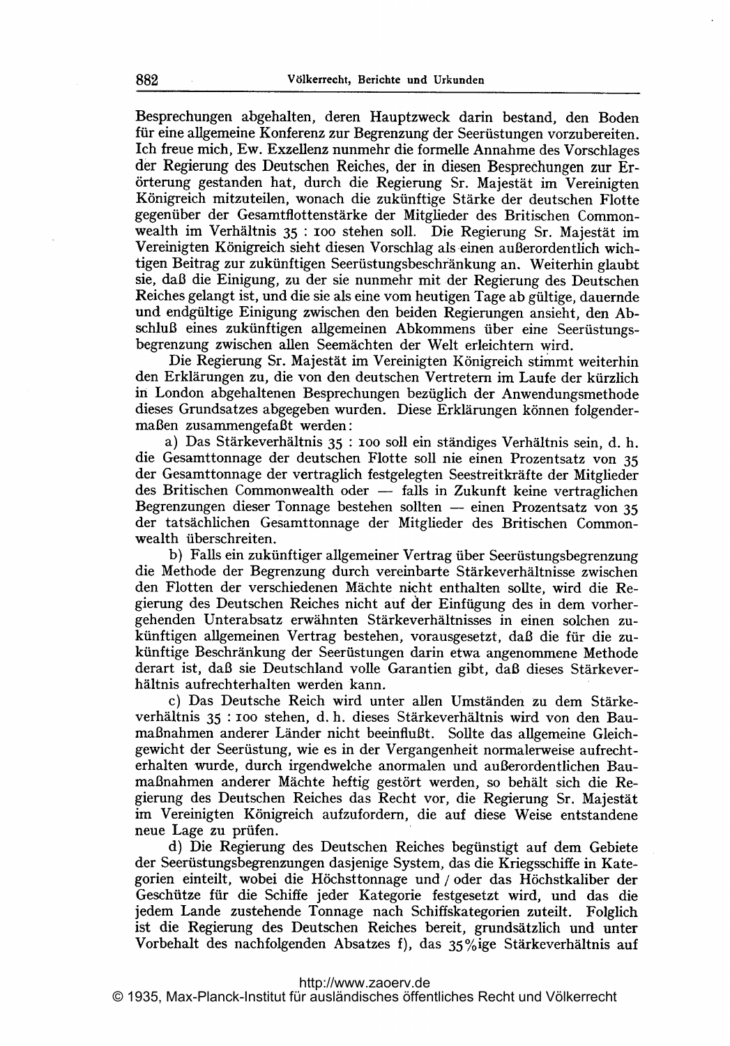Besprechungen abgehalten, deren Hauptzweck darin bestand, den Boden für eine allgemeine Konferenz zur Begrenzung der Seerüstungen vorzubereiten. Ich freue mich, Ew. Exzellenz nunmehr die formelle Annahme des Vorschlages der Regierung des Deutschen Reiches, der in diesen Besprechungen zur Erörterung gestanden hat, durch die Regierung Sr. Majestät im Vereinigten Königreich mitzuteilen, wonach die zukünftige Stärke der deutschen Flotte gegenüber der Gesamtflottenstärke der Mitglieder des Britischen Commonwealth im Verhältnis 35 : 100 stehen soll. Die Regierung Sr. Majestät im Vereinigten Königreich sieht diesen Vorschlag als einen außerordentlich wichtigen Beitrag zur zukünftigen Seerüstungsbeschränkung an. Weiterhin glaubt sie, daß die Einigung, zu der sie nunmehr mit der Regierung des Deutschen Reiches gelangt ist, und die sie als eine vom heutigen Tage ab gültige, dauernde und endgültige Einigung zwischen den beiden Regierungen ansieht, den Abschluß eines zukünftigen allgemeinen Abkommens über eine Seerüstungsbegrenzung zwischen allen Seemächten der Welt erleichtern wird.

Die Regierung Sr. Majestät im Vereinigten Königreich stimmt weiterhin den Erklärungen zu, die von den deutschen Vertretern im Laufe der kürzlich in London abgehaltenen Besprechungen bezüglich der Anwendungsmethode dieses Grundsatzes abgegeben wurden. Diese Erklärungen können folgendermaßen zusammengefaßt werden:

a) Das Stärkeverhältnis 35 : 100 soll ein ständiges Verhältnis sein, d. h. die Gesamttonnage der deutschen Flotte soll nie einen Prozentsatz von 35 der Gesamttonnage der vertraglich festgelegten Seestreitkräfte der Mitglieder des Britischen Commonwealth oder — falls in Zukunft keine vertraglichen Begrenzungen dieser Tonnage bestehen sollten — einen Prozentsatz von 35 der tatsächlichen Gesamttonnage der Mitglieder des Britischen Commonwealth überschreiten.

b) Falls ein zukünftiger allgemeiner Vertrag über Seerüstungsbegrenzung die Methode der Begrenzung durch vereinbarte Stärkeverhältnisse zwischen den Flotten der verschiedenen Mächte nicht enthalten sollte, wird die Regierung des Deutschen Reiches nicht auf der Einfügung des in dem vorhergehenden Unterabsatz erwähnten Stärkeverhältnisses in einen solchen zukünftigen allgemeinen Vertrag bestehen, vorausgesetzt, daß die für die zukünftige Beschränkung der Seerüstungen darin etwa angenommene Methode derart ist, daß sie Deutschland volle Garantien gibt, daß dieses Stärkeverhältnis aufrechterhalten werden kann.

c) Das Deutsche Reich wird unter allen Umständen zu dem Stärkeverhältnis 35 : 100 stehen, d. h. dieses Stärkeverhältnis wird von den Baumaßnahmen anderer Länder nicht beeinflußt. Sollte das allgemeine Gleichgewicht der Seerüstung, wie es in der Vergangenheit normalerweise aufrechterhalten wurde, durch irgendwelche anormalen und außerordentlichen Baumaßnahmen anderer Mächte heftig gestört werden, so behält sich die Regierung des Deutschen Reiches das Recht vor, die Regierung Sr. Majestät im Vereinigten Königreich aufzufordern, die auf diese Weise entstandene neue Lage zu prüfen.

d) Die Regierung des Deutschen Reiches begünstigt auf dem Gebiete der Seerüstungsbegrenzungen dasjenige System, das die Kriegsschiffe in Kategorien einteilt, wobei die Höchsttonnage und / oder das Höchstkaliber der Geschütze für die Schiffe jeder Kategorie festgesetzt wird, und das die jedem Lande zustehende Tonnage nach Schiffskategorien zuteilt. Folglich ist die Regierung des Deutschen Reiches bereit, grundsätzlich und unter Vorbehalt des nachfolgenden Absatzes f), das 35%ige Stärkeverhältnis auf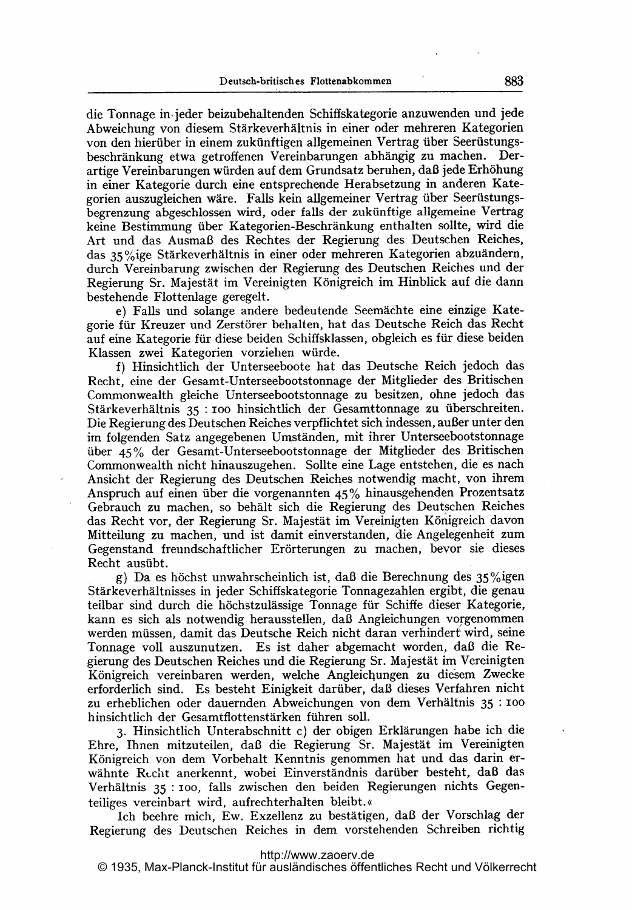die Tonnage in jeder beizubehaltenden Schiffskategorie anzuwenden und jede Abweichung von diesem Stärkeverhältnis in einer oder mehreren Kategorien von den hierüber in einem zukünftigen allgemeinen Vertrag über Seerüstungsbeschränkung etwa getroffenen Vereinbarungen abhängig zu machen. Derartige Vereinbarungen würden auf dem Grundsatz beruhen, daß jede Erhöhung in einer Kategorie durch eine entsprechende Herabsetzung in anderen Kategorien auszugleichen wäre. Falls kein allgemeiner Vertrag über Seerüstungsbegrenzung abgeschlossen wird, oder falls der zukünftige allgemeine Vertrag keine Bestimmung über Kategorien-Beschränkung enthalten sollte, wird die Art und das Ausmaß des Rechtes der Regierung des Deutschen Reiches, das 35%ige Stärkeverhältnis in einer oder mehreren Kategorien abzuändern, durch Vereinbarung zwischen der Regierung des Deutschen Reiches und der Regierung Sr. Majestät im Vereinigten Königreich im Hinblick auf die dann bestehende Flottenlage geregelt.

e) Falls und solange andere bedeutende Seemächte eine einzige Kategorie für Kreuzer und Zerstörer behalten, hat das Deutsche Reich das Recht auf eine Kategorie für diese beiden Schiffsklassen, obgleich es für diese beiden Klassen zwei Kategorien vorziehen würde.

f) Hinsichtlich der Unterseeboote hat das Deutsche Reich jedoch das Recht, eine der Gesamt-Unterseebootstonnage der Mitglieder des Britischen Commonwealth gleiche Unterseebootstonnage zu besitzen, ohne jedoch das Stärkeverhältnis 35 : 100 hinsichtlich der Gesamttonnage zu überschreiten. Die Regierung des Deutschen Reiches verpflichtet sich indessen, außer unter den im folgenden Satz angegebenen Umständen, mit ihrer Unterseebootstonnage über 45% der Gesamt-Unterseebootstonnage der Mitglieder des Britischen Commonwealth nicht hinauszugehen. Sollte eine Lage entstehen, die es nach Ansicht der Regierung des Deutschen Reiches notwendig macht, von ihrem Anspruch auf einen über die vorgenannten 45% hinausgehenden Prozentsatz Gebrauch zu machen, so behält sich die Regierung des Deutschen Reiches das Recht vor, der Regierung Sr. Majestät im Vereinigten Königreich davon Mitteilung zu machen, und ist damit einverstanden, die Angelegenheit zum Gegenstand freundschaftlicher Erörterungen zu machen, bevor sie dieses Recht ausübt.

g) Da es höchst unwahrscheinlich ist, daß die Berechnung des 35%igen Stärkeverhältnisses in jeder Schiffskategorie Tonnagezahlen ergibt, die genau teilbar sind durch die höchstzulässige Tonnage für Schiffe dieser Kategorie, kann es sich als notwendig herausstellen, daß Angleichungen vorgenommen werden müssen, damit das Deutsche Reich nicht daran verhindert wird, seine Tonnage voll auszunutzen. Es ist daher abgemacht worden, daß die Regierung des Deutschen Reiches und die Regierung Sr. Majestät im Vereinigten Königreich vereinbaren werden, welche Angleichungen zu diesem Zwecke erforderlich sind. Es besteht Einigkeit darüber, daß dieses Verfahren nicht zu erheblichen oder dauernden Abweichungen von dem Verhältnis 35 : 100 hinsichtlich der Gesamtflottenstärken führen soll.

3. Hinsichtlich Unterabschnitt c) der obigen Erklärungen habe ich die Ehre, Ihnen mitzuteilen, daß die Regierung Sr. Majestät im Vereinigten Königreich von dem Vorbehalt Kenntnis genommen hat und das darin erwähnte Recht anerkennt, wobei Einverständnis darüber besteht, daß das Verhältnis 35 : 100, falls zwischen den beiden Regierungen nichts Gegenteiliges vereinbart wird, aufrechterhalten bleibt.«

Ich beehre mich, Ew. Exzellenz zu bestätigen, daß der Vorschlag der Regierung des Deutschen Reiches in dem vorstehenden Schreiben richtig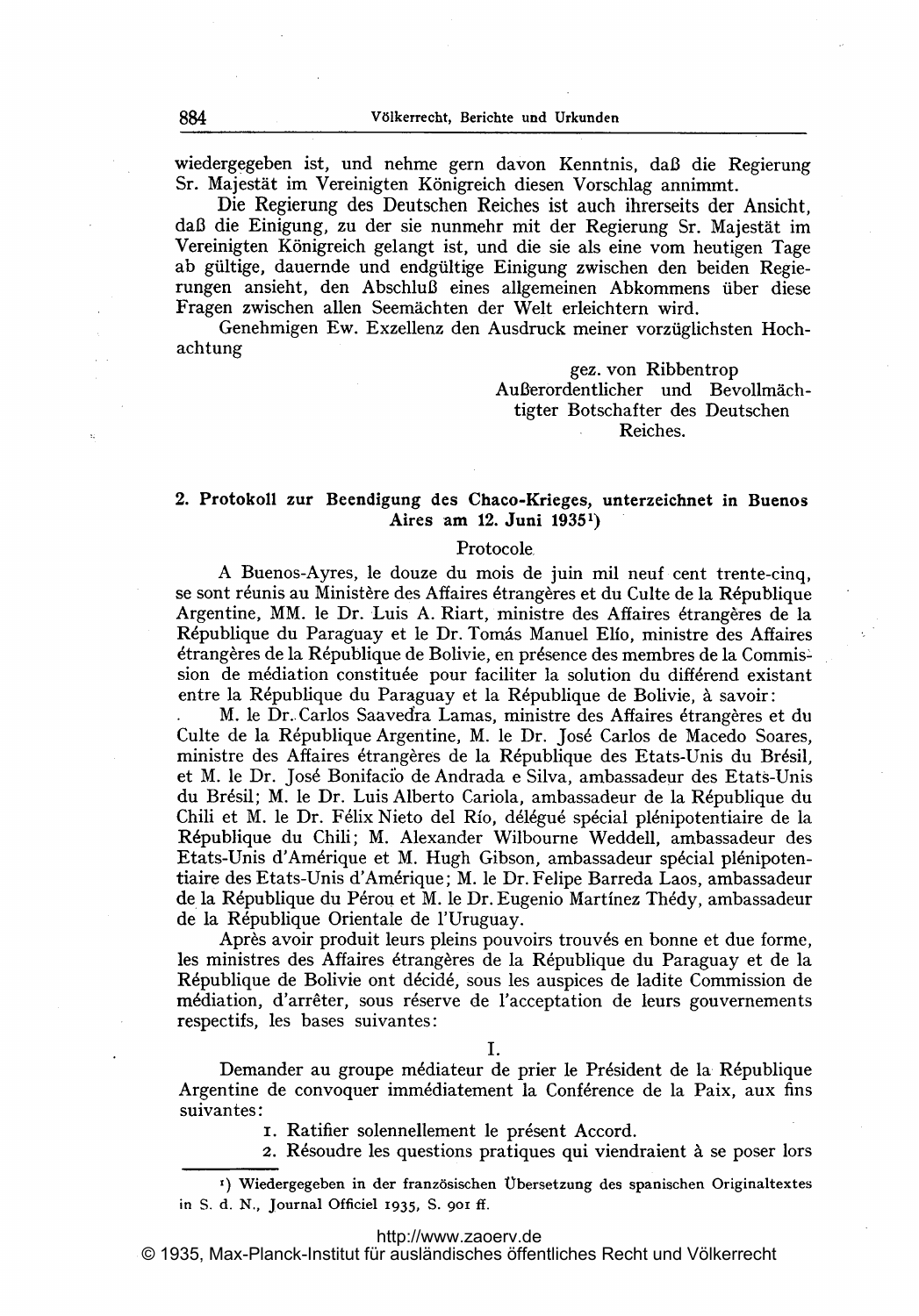wiedergegeben ist, und nehme gern davon Kenntnis, daß die Regierung Sr. Majestät im Vereinigten Königreich diesen Vorschlag annimmt.

Die Regierung des Deutschen Reiches ist auch ihrerseits der Ansicht, daß die Einigung, zu der sie nunmehr mit der Regierung Sr. Majestät im Vereinigten Königreich gelangt ist, und die sie als eine vom heutigen Tage ab gültige, dauernde und endgültige Einigung zwischen den beiden Regierungen ansieht, den Abschluß eines allgemeinen Abkommens über diese Fragen zwischen allen Seemächten der Welt erleichtern wird.

Genehmigen Ew. Exzellenz den Ausdruck meiner vorzüglichsten Hochachtung

gez. von Ribbentrop
Außerordentlicher und Bevollmächtigter Botschafter des Deutschen Reiches.

## 2. Protokoll zur Beendigung des Chaco-Krieges, unterzeichnet in Buenos Aires am 12. Juni 1935[1])

Protocole

A Buenos-Ayres, le douze du mois de juin mil neuf cent trente-cinq, se sont réunis au Ministère des Affaires étrangères et du Culte de la République Argentine, MM. le Dr. Luis A. Riart, ministre des Affaires étrangères de la République du Paraguay et le Dr. Tomás Manuel Elío, ministre des Affaires étrangères de la République de Bolivie, en présence des membres de la Commission de médiation constituée pour faciliter la solution du différend existant entre la République du Paraguay et la République de Bolivie, à savoir:

M. le Dr. Carlos Saavedra Lamas, ministre des Affaires étrangères et du Culte de la République Argentine, M. le Dr. José Carlos de Macedo Soares, ministre des Affaires étrangères de la République des Etats-Unis du Brésil, et M. le Dr. José Bonifacio de Andrada e Silva, ambassadeur des Etats-Unis du Brésil; M. le Dr. Luis Alberto Cariola, ambassadeur de la République du Chili et M. le Dr. Félix Nieto del Río, délégué spécial plénipotentiaire de la République du Chili; M. Alexander Wilbourne Weddell, ambassadeur des Etats-Unis d'Amérique et M. Hugh Gibson, ambassadeur spécial plénipotentiaire des Etats-Unis d'Amérique; M. le Dr. Felipe Barreda Laos, ambassadeur de la République du Pérou et M. le Dr. Eugenio Martínez Thédy, ambassadeur de la République Orientale de l'Uruguay.

Après avoir produit leurs pleins pouvoirs trouvés en bonne et due forme, les ministres des Affaires étrangères de la République du Paraguay et de la République de Bolivie ont décidé, sous les auspices de ladite Commission de médiation, d'arrêter, sous réserve de l'acceptation de leurs gouvernements respectifs, les bases suivantes:

I.

Demander au groupe médiateur de prier le Président de la République Argentine de convoquer immédiatement la Conférence de la Paix, aux fins suivantes:

1. Ratifier solennellement le présent Accord.
2. Résoudre les questions pratiques qui viendraient à se poser lors

[1]) Wiedergegeben in der französischen Übersetzung des spanischen Originaltextes in S. d. N., Journal Officiel 1935, S. 901 ff.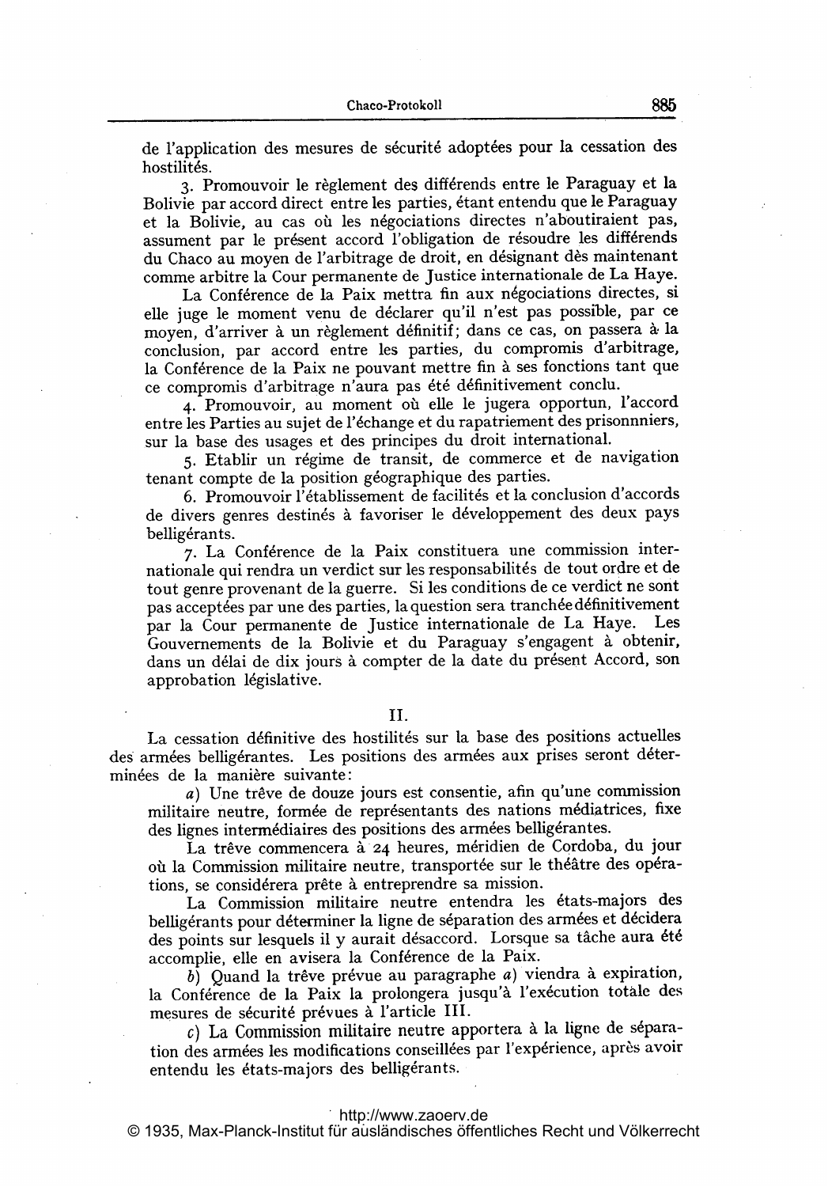de l'application des mesures de sécurité adoptées pour la cessation des hostilités.

3. Promouvoir le règlement des différends entre le Paraguay et la Bolivie par accord direct entre les parties, étant entendu que le Paraguay et la Bolivie, au cas où les négociations directes n'aboutiraient pas, assument par le présent accord l'obligation de résoudre les différends du Chaco au moyen de l'arbitrage de droit, en désignant dès maintenant comme arbitre la Cour permanente de Justice internationale de La Haye.

La Conférence de la Paix mettra fin aux négociations directes, si elle juge le moment venu de déclarer qu'il n'est pas possible, par ce moyen, d'arriver à un règlement définitif; dans ce cas, on passera à la conclusion, par accord entre les parties, du compromis d'arbitrage, la Conférence de la Paix ne pouvant mettre fin à ses fonctions tant que ce compromis d'arbitrage n'aura pas été définitivement conclu.

4. Promouvoir, au moment où elle le jugera opportun, l'accord entre les Parties au sujet de l'échange et du rapatriement des prisonnniers, sur la base des usages et des principes du droit international.

5. Etablir un régime de transit, de commerce et de navigation tenant compte de la position géographique des parties.

6. Promouvoir l'établissement de facilités et la conclusion d'accords de divers genres destinés à favoriser le développement des deux pays belligérants.

7. La Conférence de la Paix constituera une commission internationale qui rendra un verdict sur les responsabilités de tout ordre et de tout genre provenant de la guerre. Si les conditions de ce verdict ne sont pas acceptées par une des parties, la question sera tranchée définitivement par la Cour permanente de Justice internationale de La Haye. Les Gouvernements de la Bolivie et du Paraguay s'engagent à obtenir, dans un délai de dix jours à compter de la date du présent Accord, son approbation législative.

## II.

La cessation définitive des hostilités sur la base des positions actuelles des armées belligérantes. Les positions des armées aux prises seront déterminées de la manière suivante:

*a*) Une trêve de douze jours est consentie, afin qu'une commission militaire neutre, formée de représentants des nations médiatrices, fixe des lignes intermédiaires des positions des armées belligérantes.

La trêve commencera à 24 heures, méridien de Cordoba, du jour où la Commission militaire neutre, transportée sur le théâtre des opérations, se considérera prête à entreprendre sa mission.

La Commission militaire neutre entendra les états-majors des belligérants pour déterminer la ligne de séparation des armées et décidera des points sur lesquels il y aurait désaccord. Lorsque sa tâche aura été accomplie, elle en avisera la Conférence de la Paix.

*b*) Quand la trêve prévue au paragraphe *a*) viendra à expiration, la Conférence de la Paix la prolongera jusqu'à l'exécution totale des mesures de sécurité prévues à l'article III.

*c*) La Commission militaire neutre apportera à la ligne de séparation des armées les modifications conseillées par l'expérience, après avoir entendu les états-majors des belligérants.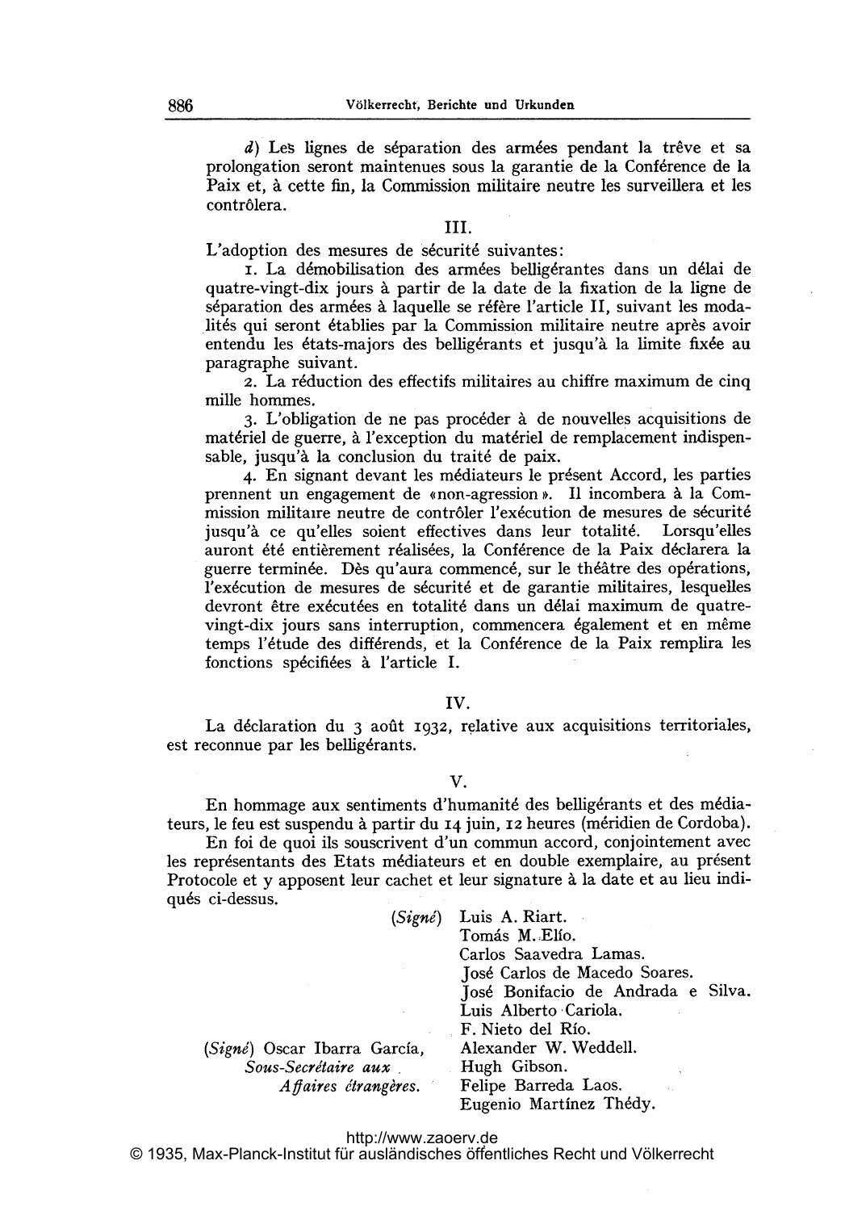d) Les lignes de séparation des armées pendant la trêve et sa prolongation seront maintenues sous la garantie de la Conférence de la Paix et, à cette fin, la Commission militaire neutre les surveillera et les contrôlera.

III.

L'adoption des mesures de sécurité suivantes:

1. La démobilisation des armées belligérantes dans un délai de quatre-vingt-dix jours à partir de la date de la fixation de la ligne de séparation des armées à laquelle se réfère l'article II, suivant les modalités qui seront établies par la Commission militaire neutre après avoir entendu les états-majors des belligérants et jusqu'à la limite fixée au paragraphe suivant.

2. La réduction des effectifs militaires au chiffre maximum de cinq mille hommes.

3. L'obligation de ne pas procéder à de nouvelles acquisitions de matériel de guerre, à l'exception du matériel de remplacement indispensable, jusqu'à la conclusion du traité de paix.

4. En signant devant les médiateurs le présent Accord, les parties prennent un engagement de «non-agression». Il incombera à la Commission militaire neutre de contrôler l'exécution de mesures de sécurité jusqu'à ce qu'elles soient effectives dans leur totalité. Lorsqu'elles auront été entièrement réalisées, la Conférence de la Paix déclarera la guerre terminée. Dès qu'aura commencé, sur le théâtre des opérations, l'exécution de mesures de sécurité et de garantie militaires, lesquelles devront être exécutées en totalité dans un délai maximum de quatre-vingt-dix jours sans interruption, commencera également et en même temps l'étude des différends, et la Conférence de la Paix remplira les fonctions spécifiées à l'article I.

IV.

La déclaration du 3 août 1932, relative aux acquisitions territoriales, est reconnue par les belligérants.

V.

En hommage aux sentiments d'humanité des belligérants et des médiateurs, le feu est suspendu à partir du 14 juin, 12 heures (méridien de Cordoba).

En foi de quoi ils souscrivent d'un commun accord, conjointement avec les représentants des Etats médiateurs et en double exemplaire, au présent Protocole et y apposent leur cachet et leur signature à la date et au lieu indiqués ci-dessus.

(*Signé*) Luis A. Riart.
Tomás M. Elío.
Carlos Saavedra Lamas.
José Carlos de Macedo Soares.
José Bonifacio de Andrada e Silva.
Luis Alberto Cariola.
F. Nieto del Río.
Alexander W. Weddell.
Hugh Gibson.
Felipe Barreda Laos.
Eugenio Martínez Thédy.

(*Signé*) Oscar Ibarra García,
*Sous-Secrétaire aux Affaires étrangères.*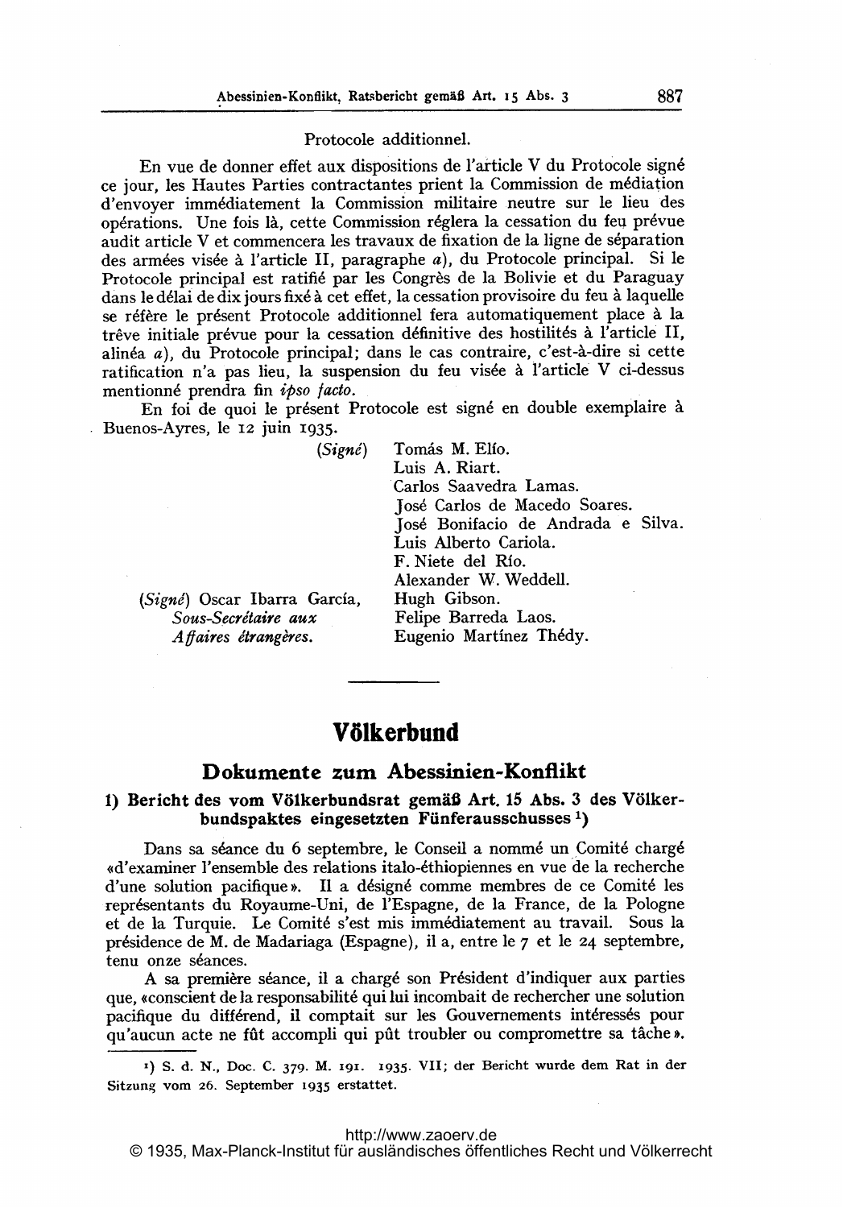Protocole additionnel.

En vue de donner effet aux dispositions de l'article V du Protocole signé ce jour, les Hautes Parties contractantes prient la Commission de médiation d'envoyer immédiatement la Commission militaire neutre sur le lieu des opérations. Une fois là, cette Commission réglera la cessation du feu prévue audit article V et commencera les travaux de fixation de la ligne de séparation des armées visée à l'article II, paragraphe *a*), du Protocole principal. Si le Protocole principal est ratifié par les Congrès de la Bolivie et du Paraguay dans le délai de dix jours fixé à cet effet, la cessation provisoire du feu à laquelle se réfère le présent Protocole additionnel fera automatiquement place à la trêve initiale prévue pour la cessation définitive des hostilités à l'article II, alinéa *a*), du Protocole principal; dans le cas contraire, c'est-à-dire si cette ratification n'a pas lieu, la suspension du feu visée à l'article V ci-dessus mentionné prendra fin *ipso facto*.

En foi de quoi le présent Protocole est signé en double exemplaire à Buenos-Ayres, le 12 juin 1935.

(*Signé*) Tomás M. Elío.
Luis A. Riart.
Carlos Saavedra Lamas.
José Carlos de Macedo Soares.
José Bonifacio de Andrada e Silva.
Luis Alberto Cariola.
F. Niete del Río.
Alexander W. Weddell.
Hugh Gibson.
Felipe Barreda Laos.
Eugenio Martínez Thédy.

(*Signé*) Oscar Ibarra García,
*Sous-Secrétaire aux Affaires étrangères.*

# Völkerbund

## Dokumente zum Abessinien-Konflikt

### 1) Bericht des vom Völkerbundsrat gemäß Art. 15 Abs. 3 des Völkerbundspaktes eingesetzten Fünferausschusses [1])

Dans sa séance du 6 septembre, le Conseil a nommé un Comité chargé «d'examiner l'ensemble des relations italo-éthiopiennes en vue de la recherche d'une solution pacifique». Il a désigné comme membres de ce Comité les représentants du Royaume-Uni, de l'Espagne, de la France, de la Pologne et de la Turquie. Le Comité s'est mis immédiatement au travail. Sous la présidence de M. de Madariaga (Espagne), il a, entre le 7 et le 24 septembre, tenu onze séances.

A sa première séance, il a chargé son Président d'indiquer aux parties que, «conscient de la responsabilité qui lui incombait de rechercher une solution pacifique du différend, il comptait sur les Gouvernements intéressés pour qu'aucun acte ne fût accompli qui pût troubler ou compromettre sa tâche».

[1]) S. d. N., Doc. C. 379. M. 191. 1935. VII; der Bericht wurde dem Rat in der Sitzung vom 26. September 1935 erstattet.